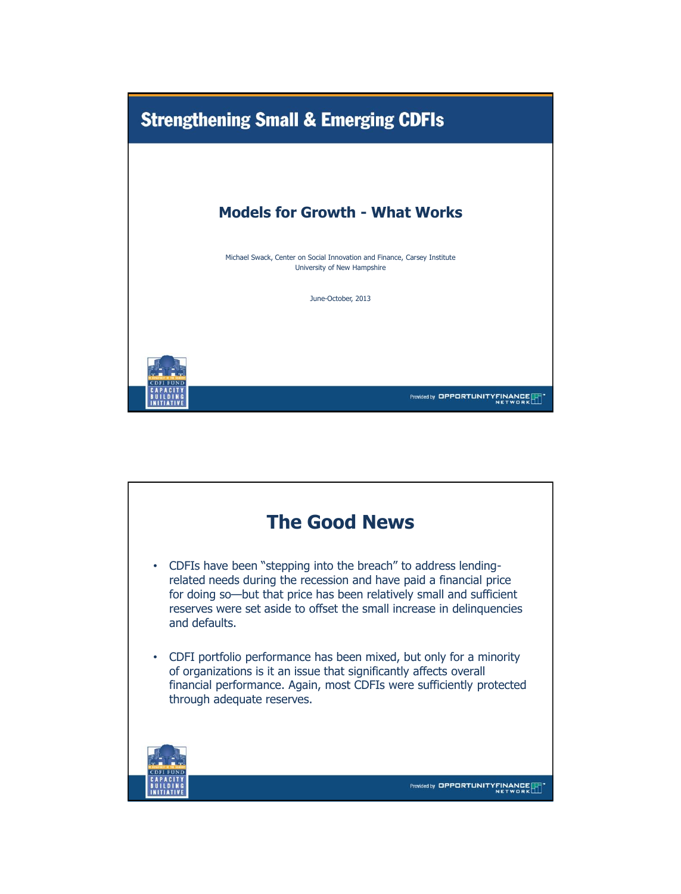# Strengthening Small & Emerging CDFIs

## Models for Growth - What Works

Michael Swack, Center on Social Innovation and Finance, Carsey Institute
University of New Hampshire

June-October, 2013

## The Good News

- CDFIs have been "stepping into the breach" to address lending-related needs during the recession and have paid a financial price for doing so—but that price has been relatively small and sufficient reserves were set aside to offset the small increase in delinquencies and defaults.

- CDFI portfolio performance has been mixed, but only for a minority of organizations is it an issue that significantly affects overall financial performance. Again, most CDFIs were sufficiently protected through adequate reserves.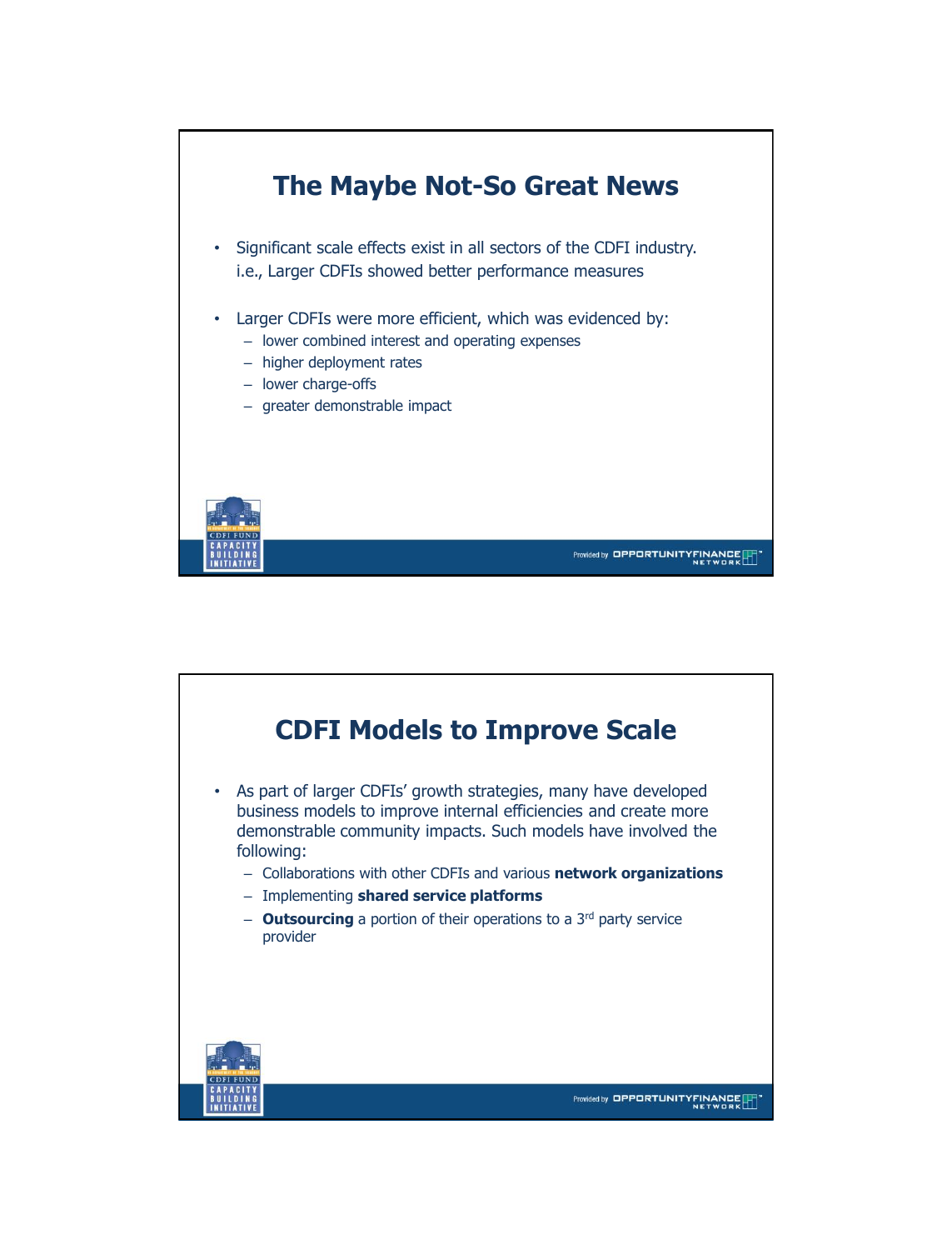# The Maybe Not-So Great News

- Significant scale effects exist in all sectors of the CDFI industry. i.e., Larger CDFIs showed better performance measures
- Larger CDFIs were more efficient, which was evidenced by:
  - lower combined interest and operating expenses
  - higher deployment rates
  - lower charge-offs
  - greater demonstrable impact

# CDFI Models to Improve Scale

- As part of larger CDFIs' growth strategies, many have developed business models to improve internal efficiencies and create more demonstrable community impacts. Such models have involved the following:
  - Collaborations with other CDFIs and various **network organizations**
  - Implementing **shared service platforms**
  - **Outsourcing** a portion of their operations to a 3rd party service provider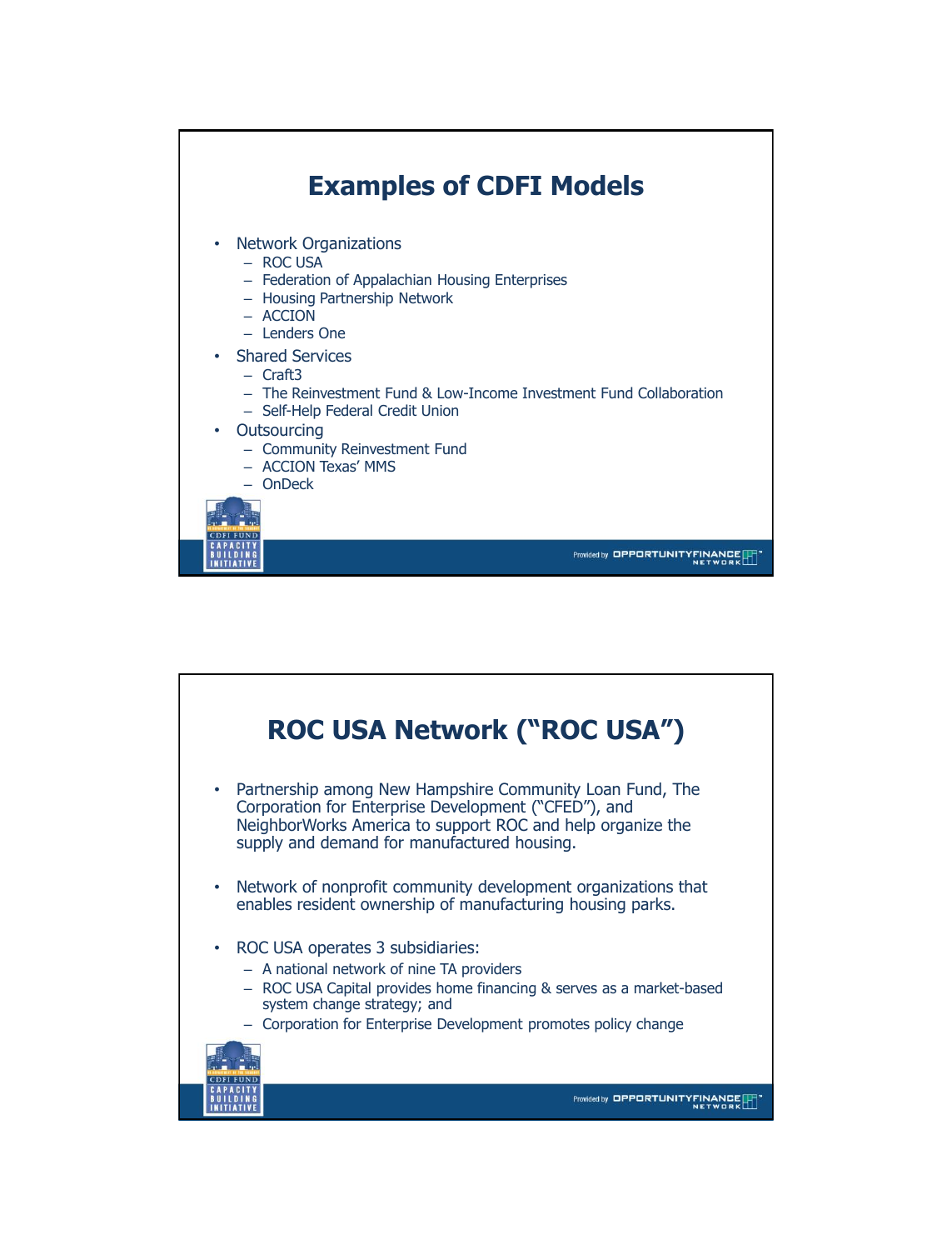## Examples of CDFI Models

- Network Organizations
  - ROC USA
  - Federation of Appalachian Housing Enterprises
  - Housing Partnership Network
  - ACCION
  - Lenders One
- Shared Services
  - Craft3
  - The Reinvestment Fund & Low-Income Investment Fund Collaboration
  - Self-Help Federal Credit Union
- Outsourcing
  - Community Reinvestment Fund
  - ACCION Texas' MMS
  - OnDeck

## ROC USA Network ("ROC USA")

- Partnership among New Hampshire Community Loan Fund, The Corporation for Enterprise Development ("CFED"), and NeighborWorks America to support ROC and help organize the supply and demand for manufactured housing.

- Network of nonprofit community development organizations that enables resident ownership of manufacturing housing parks.

- ROC USA operates 3 subsidiaries:
  - A national network of nine TA providers
  - ROC USA Capital provides home financing & serves as a market-based system change strategy; and
  - Corporation for Enterprise Development promotes policy change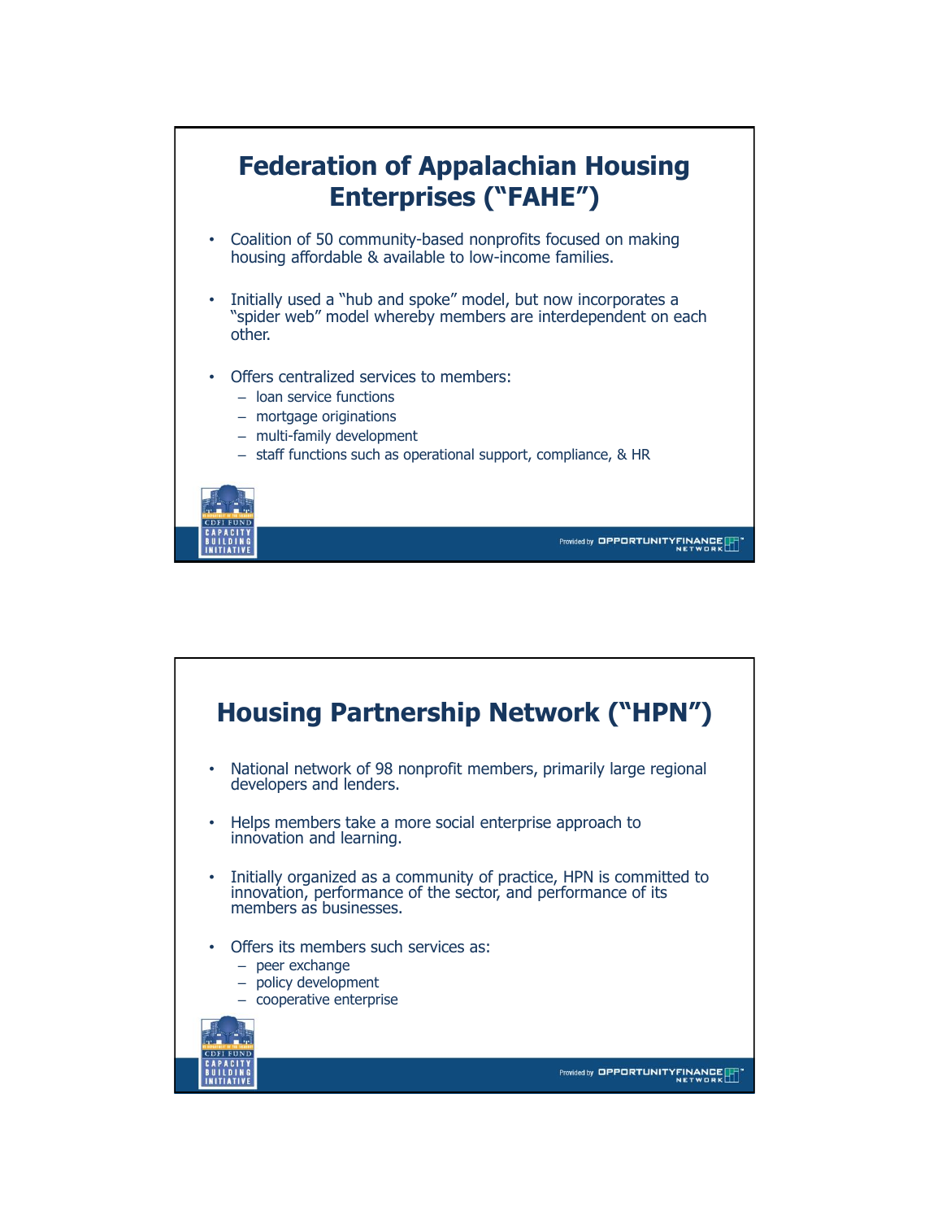## Federation of Appalachian Housing Enterprises ("FAHE")

- Coalition of 50 community-based nonprofits focused on making housing affordable & available to low-income families.
- Initially used a "hub and spoke" model, but now incorporates a "spider web" model whereby members are interdependent on each other.
- Offers centralized services to members:
  - loan service functions
  - mortgage originations
  - multi-family development
  - staff functions such as operational support, compliance, & HR

## Housing Partnership Network ("HPN")

- National network of 98 nonprofit members, primarily large regional developers and lenders.
- Helps members take a more social enterprise approach to innovation and learning.
- Initially organized as a community of practice, HPN is committed to innovation, performance of the sector, and performance of its members as businesses.
- Offers its members such services as:
  - peer exchange
  - policy development
  - cooperative enterprise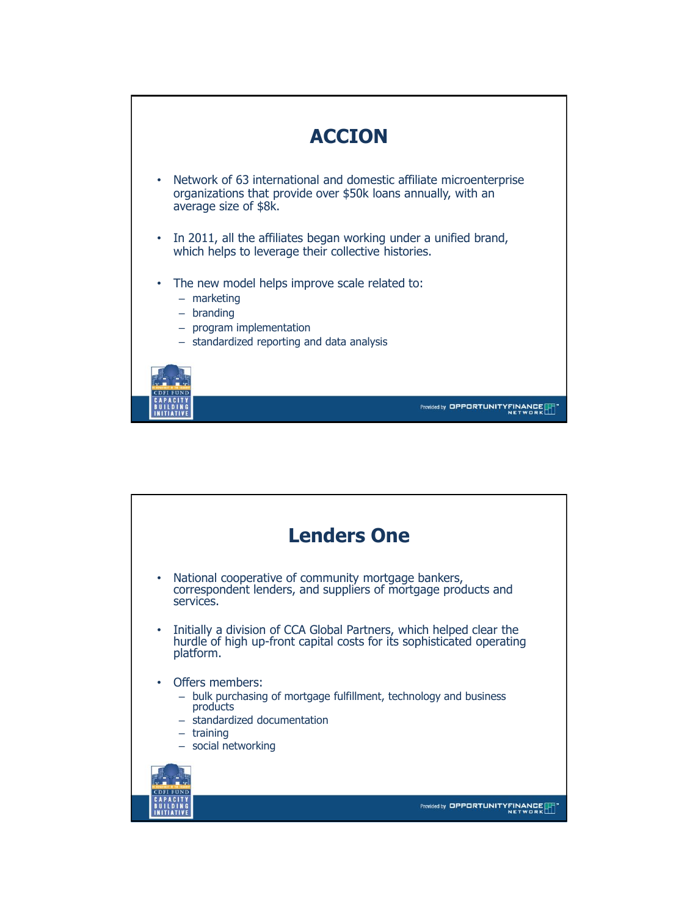# ACCION

- Network of 63 international and domestic affiliate microenterprise organizations that provide over $50k loans annually, with an average size of $8k.
- In 2011, all the affiliates began working under a unified brand, which helps to leverage their collective histories.
- The new model helps improve scale related to:
  - marketing
  - branding
  - program implementation
  - standardized reporting and data analysis

# Lenders One

- National cooperative of community mortgage bankers, correspondent lenders, and suppliers of mortgage products and services.
- Initially a division of CCA Global Partners, which helped clear the hurdle of high up-front capital costs for its sophisticated operating platform.
- Offers members:
  - bulk purchasing of mortgage fulfillment, technology and business products
  - standardized documentation
  - training
  - social networking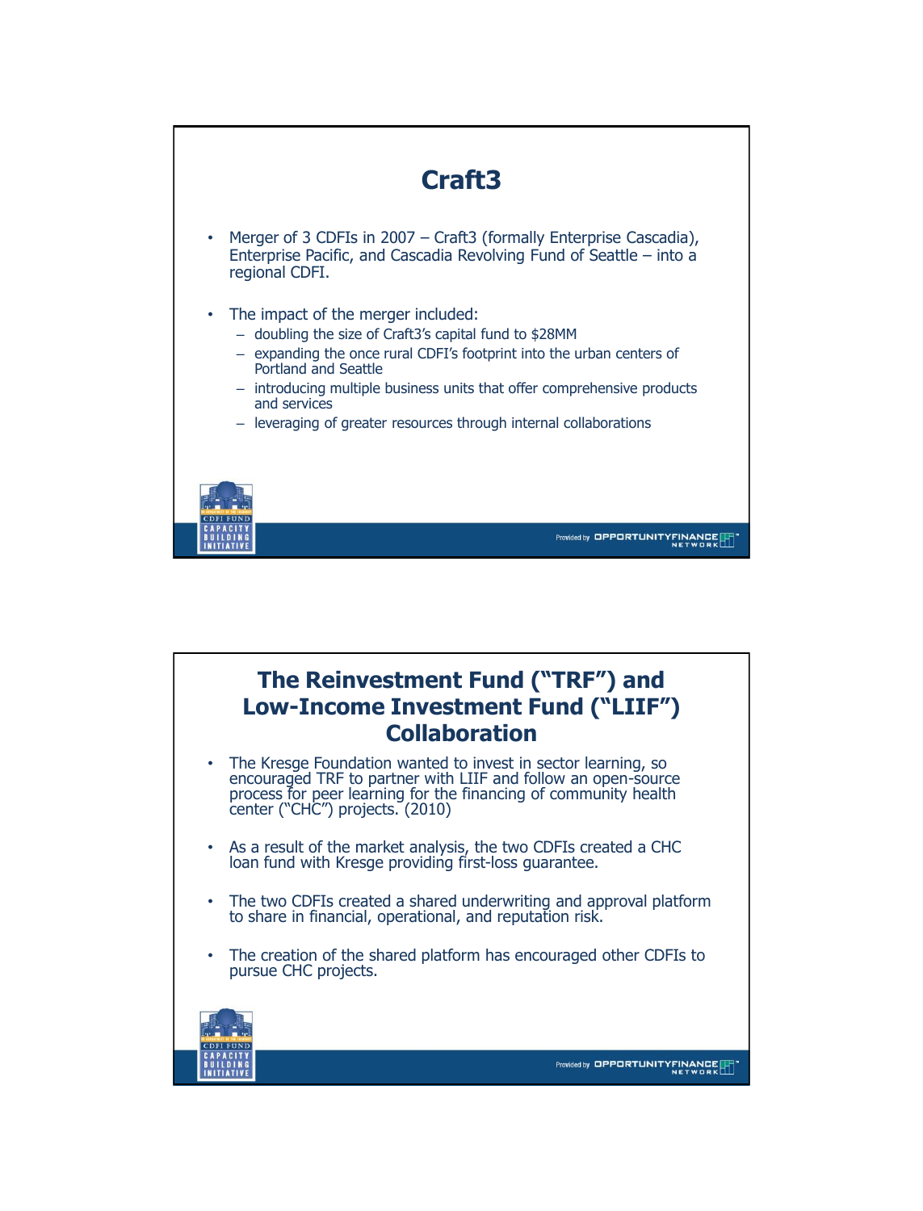# Craft3

- Merger of 3 CDFIs in 2007 – Craft3 (formally Enterprise Cascadia), Enterprise Pacific, and Cascadia Revolving Fund of Seattle – into a regional CDFI.
- The impact of the merger included:
  - doubling the size of Craft3's capital fund to $28MM
  - expanding the once rural CDFI's footprint into the urban centers of Portland and Seattle
  - introducing multiple business units that offer comprehensive products and services
  - leveraging of greater resources through internal collaborations

# The Reinvestment Fund ("TRF") and Low-Income Investment Fund ("LIIF") Collaboration

- The Kresge Foundation wanted to invest in sector learning, so encouraged TRF to partner with LIIF and follow an open-source process for peer learning for the financing of community health center ("CHC") projects. (2010)
- As a result of the market analysis, the two CDFIs created a CHC loan fund with Kresge providing first-loss guarantee.
- The two CDFIs created a shared underwriting and approval platform to share in financial, operational, and reputation risk.
- The creation of the shared platform has encouraged other CDFIs to pursue CHC projects.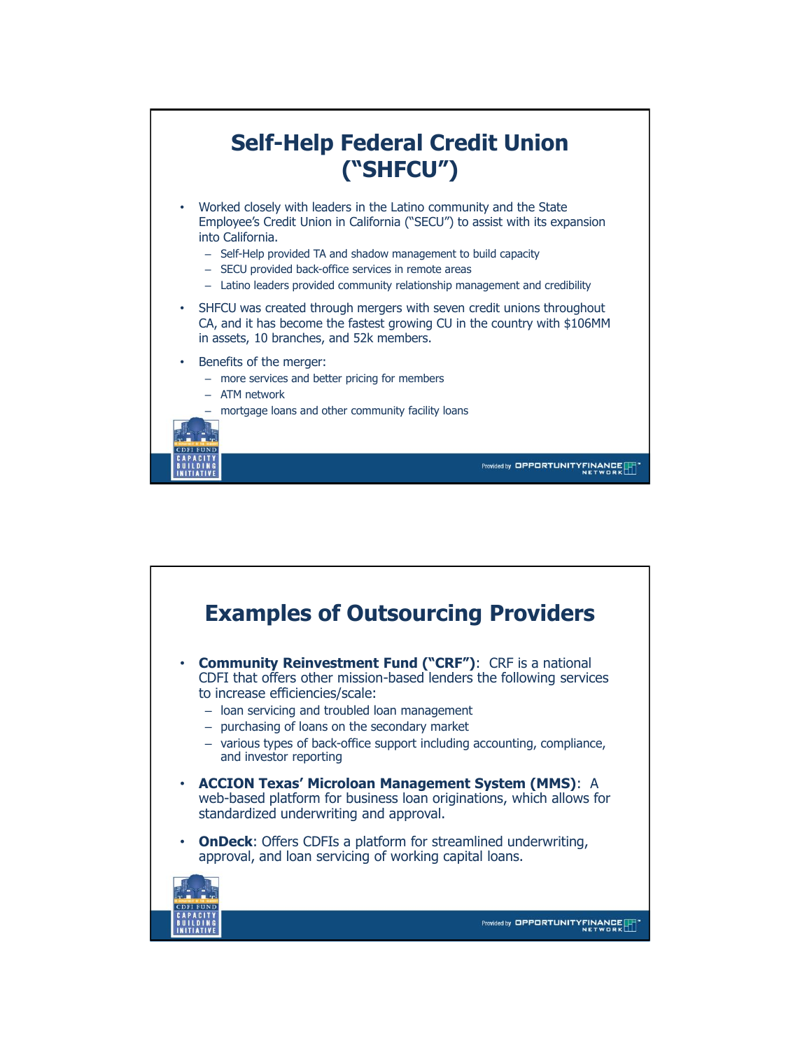# Self-Help Federal Credit Union ("SHFCU")

- Worked closely with leaders in the Latino community and the State Employee's Credit Union in California ("SECU") to assist with its expansion into California.
  - Self-Help provided TA and shadow management to build capacity
  - SECU provided back-office services in remote areas
  - Latino leaders provided community relationship management and credibility
- SHFCU was created through mergers with seven credit unions throughout CA, and it has become the fastest growing CU in the country with $106MM in assets, 10 branches, and 52k members.
- Benefits of the merger:
  - more services and better pricing for members
  - ATM network
  - mortgage loans and other community facility loans

# Examples of Outsourcing Providers

- **Community Reinvestment Fund ("CRF")**: CRF is a national CDFI that offers other mission-based lenders the following services to increase efficiencies/scale:
  - loan servicing and troubled loan management
  - purchasing of loans on the secondary market
  - various types of back-office support including accounting, compliance, and investor reporting
- **ACCION Texas' Microloan Management System (MMS)**: A web-based platform for business loan originations, which allows for standardized underwriting and approval.
- **OnDeck**: Offers CDFIs a platform for streamlined underwriting, approval, and loan servicing of working capital loans.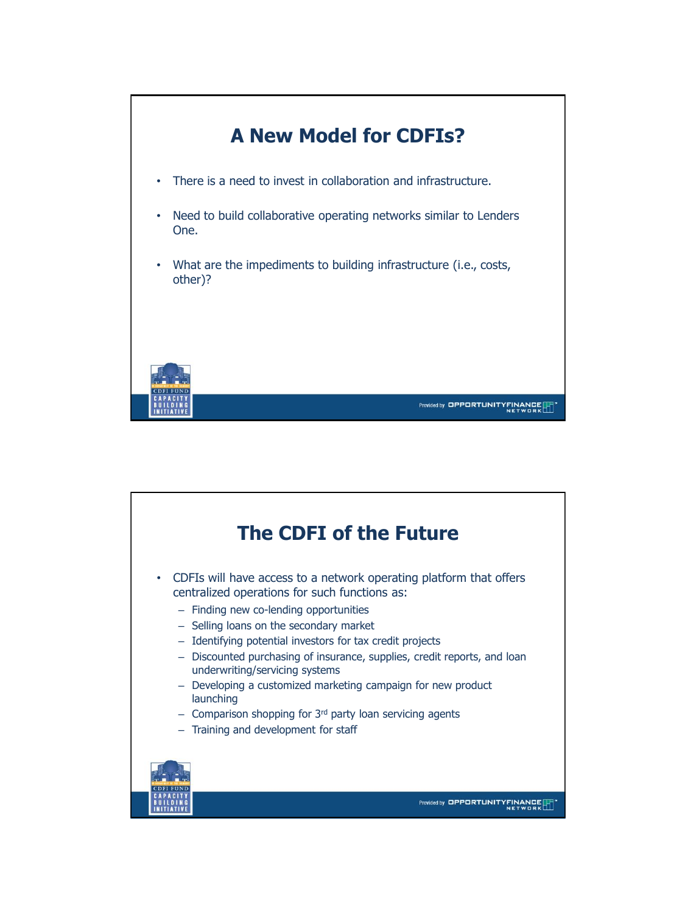## A New Model for CDFIs?

- There is a need to invest in collaboration and infrastructure.
- Need to build collaborative operating networks similar to Lenders One.
- What are the impediments to building infrastructure (i.e., costs, other)?

## The CDFI of the Future

- CDFIs will have access to a network operating platform that offers centralized operations for such functions as:
  - Finding new co-lending opportunities
  - Selling loans on the secondary market
  - Identifying potential investors for tax credit projects
  - Discounted purchasing of insurance, supplies, credit reports, and loan underwriting/servicing systems
  - Developing a customized marketing campaign for new product launching
  - Comparison shopping for 3rd party loan servicing agents
  - Training and development for staff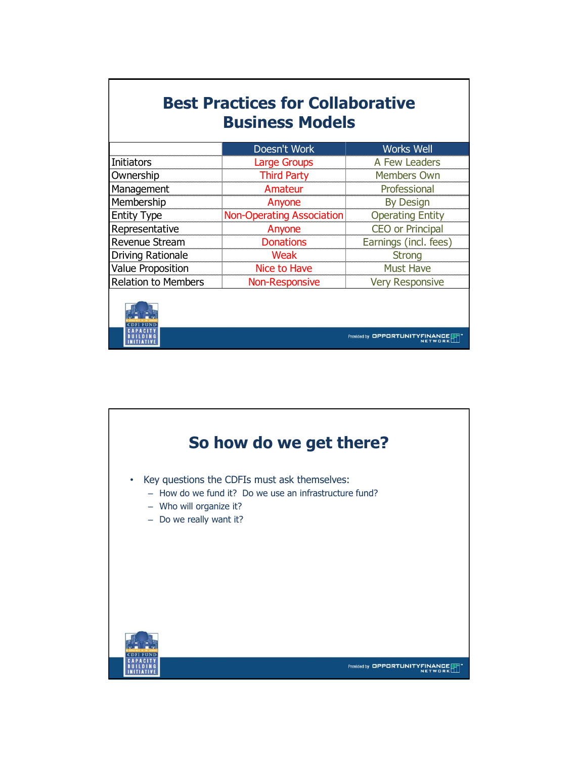# Best Practices for Collaborative Business Models

| | Doesn't Work | Works Well |
|---|---|---|
| Initiators | Large Groups | A Few Leaders |
| Ownership | Third Party | Members Own |
| Management | Amateur | Professional |
| Membership | Anyone | By Design |
| Entity Type | Non-Operating Association | Operating Entity |
| Representative | Anyone | CEO or Principal |
| Revenue Stream | Donations | Earnings (incl. fees) |
| Driving Rationale | Weak | Strong |
| Value Proposition | Nice to Have | Must Have |
| Relation to Members | Non-Responsive | Very Responsive |

# So how do we get there?

- Key questions the CDFIs must ask themselves:
  - How do we fund it? Do we use an infrastructure fund?
  - Who will organize it?
  - Do we really want it?